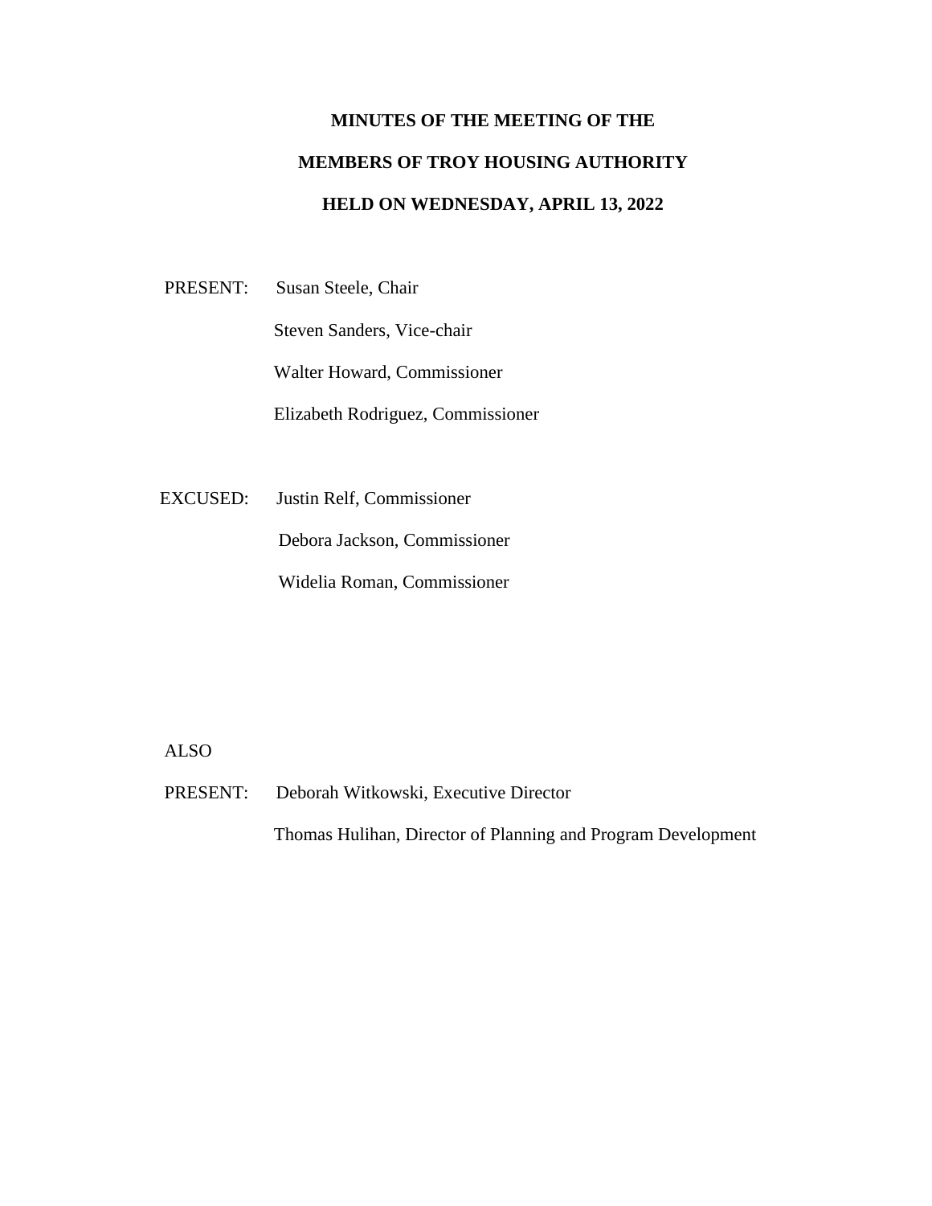**MINUTES OF THE MEETING OF THE**

**MEMBERS OF TROY HOUSING AUTHORITY**

**HELD ON WEDNESDAY, APRIL 13, 2022**

PRESENT: Susan Steele, Chair

Steven Sanders, Vice-chair

Walter Howard, Commissioner

Elizabeth Rodriguez, Commissioner

EXCUSED: Justin Relf, Commissioner

Debora Jackson, Commissioner

Widelia Roman, Commissioner

ALSO

PRESENT: Deborah Witkowski, Executive Director

Thomas Hulihan, Director of Planning and Program Development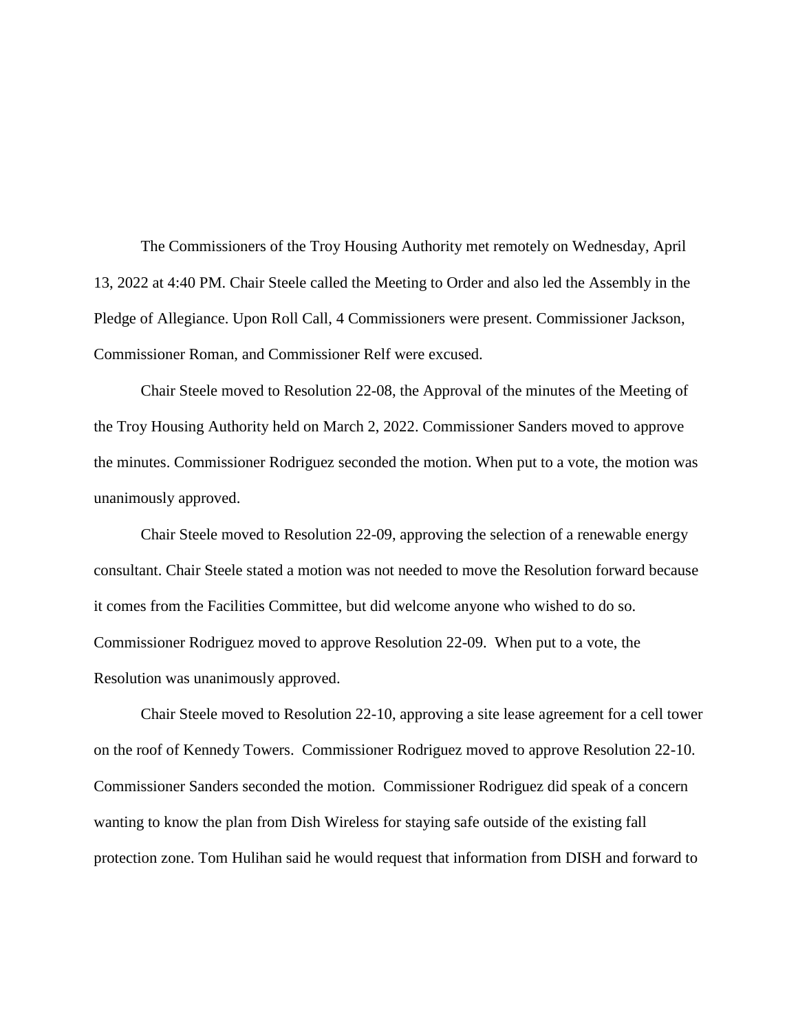The Commissioners of the Troy Housing Authority met remotely on Wednesday, April 13, 2022 at 4:40 PM. Chair Steele called the Meeting to Order and also led the Assembly in the Pledge of Allegiance. Upon Roll Call, 4 Commissioners were present. Commissioner Jackson, Commissioner Roman, and Commissioner Relf were excused.

Chair Steele moved to Resolution 22-08, the Approval of the minutes of the Meeting of the Troy Housing Authority held on March 2, 2022. Commissioner Sanders moved to approve the minutes. Commissioner Rodriguez seconded the motion. When put to a vote, the motion was unanimously approved.

Chair Steele moved to Resolution 22-09, approving the selection of a renewable energy consultant. Chair Steele stated a motion was not needed to move the Resolution forward because it comes from the Facilities Committee, but did welcome anyone who wished to do so. Commissioner Rodriguez moved to approve Resolution 22-09. When put to a vote, the Resolution was unanimously approved.

Chair Steele moved to Resolution 22-10, approving a site lease agreement for a cell tower on the roof of Kennedy Towers. Commissioner Rodriguez moved to approve Resolution 22-10. Commissioner Sanders seconded the motion. Commissioner Rodriguez did speak of a concern wanting to know the plan from Dish Wireless for staying safe outside of the existing fall protection zone. Tom Hulihan said he would request that information from DISH and forward to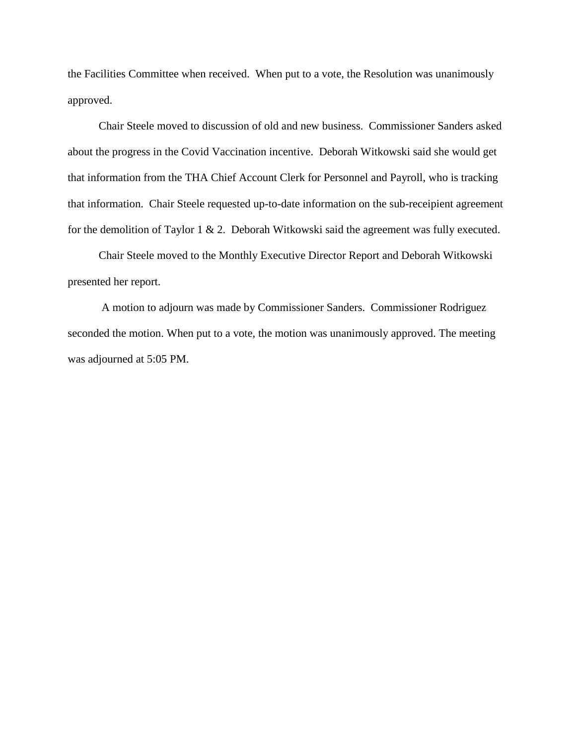the Facilities Committee when received. When put to a vote, the Resolution was unanimously approved.

Chair Steele moved to discussion of old and new business. Commissioner Sanders asked about the progress in the Covid Vaccination incentive. Deborah Witkowski said she would get that information from the THA Chief Account Clerk for Personnel and Payroll, who is tracking that information. Chair Steele requested up-to-date information on the sub-receipient agreement for the demolition of Taylor 1 & 2. Deborah Witkowski said the agreement was fully executed.

Chair Steele moved to the Monthly Executive Director Report and Deborah Witkowski presented her report.

A motion to adjourn was made by Commissioner Sanders. Commissioner Rodriguez seconded the motion. When put to a vote, the motion was unanimously approved. The meeting was adjourned at 5:05 PM.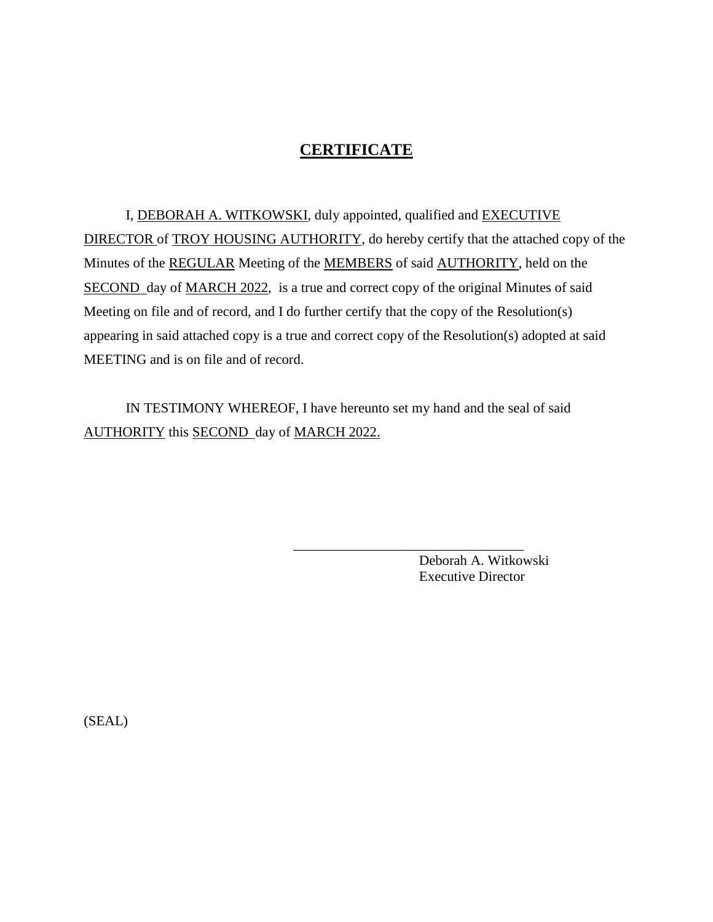# CERTIFICATE

I, DEBORAH A. WITKOWSKI, duly appointed, qualified and EXECUTIVE DIRECTOR of TROY HOUSING AUTHORITY, do hereby certify that the attached copy of the Minutes of the REGULAR Meeting of the MEMBERS of said AUTHORITY, held on the SECOND day of MARCH 2022, is a true and correct copy of the original Minutes of said Meeting on file and of record, and I do further certify that the copy of the Resolution(s) appearing in said attached copy is a true and correct copy of the Resolution(s) adopted at said MEETING and is on file and of record.

IN TESTIMONY WHEREOF, I have hereunto set my hand and the seal of said AUTHORITY this SECOND day of MARCH 2022.

\_\_\_\_\_\_\_\_\_\_\_\_\_\_\_\_\_\_\_\_\_\_\_\_\_\_\_\_\_\_\_\_

Deborah A. Witkowski
Executive Director

(SEAL)